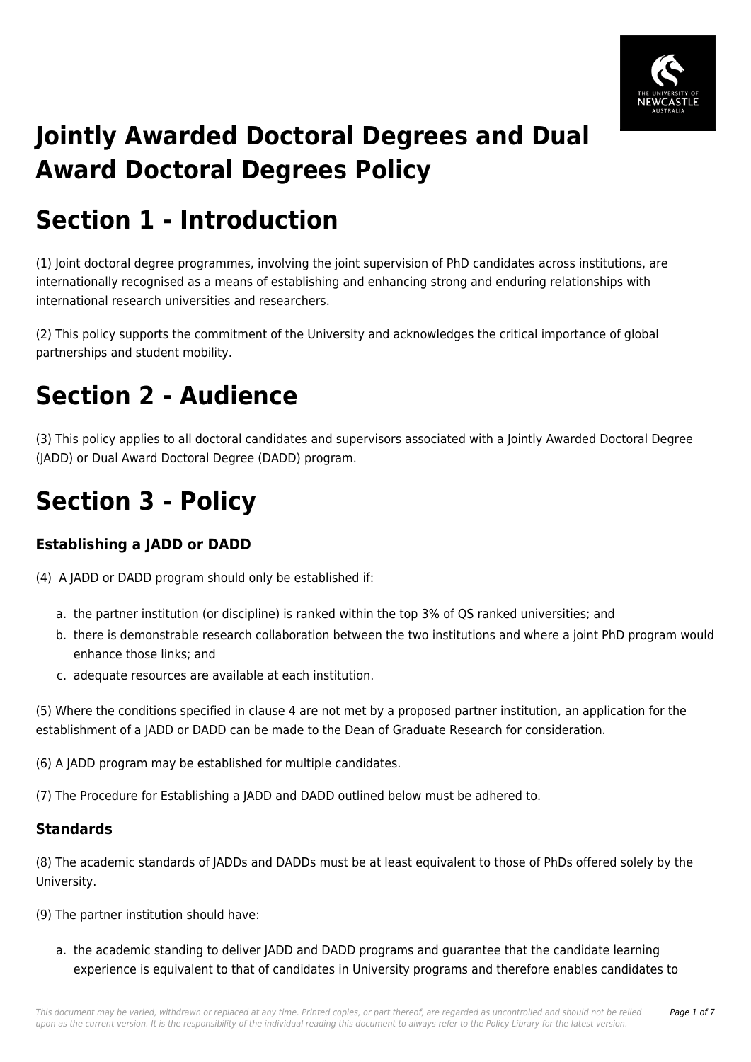# Jointly Awarded Doctoral Degrees and Dual Award Doctoral Degrees Policy

# Section 1 - Introduction

(1) Joint doctoral degree programmes, involving the joint supervision of PhD candidates across institutions, are internationally recognised as a means of establishing and enhancing strong and enduring relationships with international research universities and researchers.

(2) This policy supports the commitment of the University and acknowledges the critical importance of global partnerships and student mobility.

# Section 2 - Audience

(3) This policy applies to all doctoral candidates and supervisors associated with a Jointly Awarded Doctoral Degree (JADD) or Dual Award Doctoral Degree (DADD) program.

# Section 3 - Policy

### Establishing a JADD or DADD

(4) A JADD or DADD program should only be established if:

a. the partner institution (or discipline) is ranked within the top 3% of QS ranked universities; and
b. there is demonstrable research collaboration between the two institutions and where a joint PhD program would enhance those links; and
c. adequate resources are available at each institution.

(5) Where the conditions specified in clause 4 are not met by a proposed partner institution, an application for the establishment of a JADD or DADD can be made to the Dean of Graduate Research for consideration.

(6) A JADD program may be established for multiple candidates.

(7) The Procedure for Establishing a JADD and DADD outlined below must be adhered to.

### Standards

(8) The academic standards of JADDs and DADDs must be at least equivalent to those of PhDs offered solely by the University.

(9) The partner institution should have:

a. the academic standing to deliver JADD and DADD programs and guarantee that the candidate learning experience is equivalent to that of candidates in University programs and therefore enables candidates to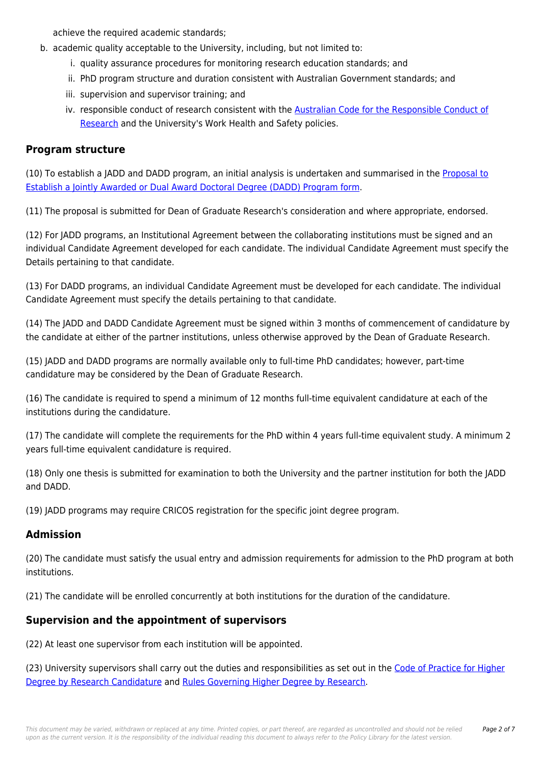achieve the required academic standards;

b. academic quality acceptable to the University, including, but not limited to:
    i. quality assurance procedures for monitoring research education standards; and
    ii. PhD program structure and duration consistent with Australian Government standards; and
    iii. supervision and supervisor training; and
    iv. responsible conduct of research consistent with the Australian Code for the Responsible Conduct of Research and the University's Work Health and Safety policies.

## Program structure

(10) To establish a JADD and DADD program, an initial analysis is undertaken and summarised in the Proposal to Establish a Jointly Awarded or Dual Award Doctoral Degree (DADD) Program form.

(11) The proposal is submitted for Dean of Graduate Research's consideration and where appropriate, endorsed.

(12) For JADD programs, an Institutional Agreement between the collaborating institutions must be signed and an individual Candidate Agreement developed for each candidate. The individual Candidate Agreement must specify the Details pertaining to that candidate.

(13) For DADD programs, an individual Candidate Agreement must be developed for each candidate. The individual Candidate Agreement must specify the details pertaining to that candidate.

(14) The JADD and DADD Candidate Agreement must be signed within 3 months of commencement of candidature by the candidate at either of the partner institutions, unless otherwise approved by the Dean of Graduate Research.

(15) JADD and DADD programs are normally available only to full-time PhD candidates; however, part-time candidature may be considered by the Dean of Graduate Research.

(16) The candidate is required to spend a minimum of 12 months full-time equivalent candidature at each of the institutions during the candidature.

(17) The candidate will complete the requirements for the PhD within 4 years full-time equivalent study. A minimum 2 years full-time equivalent candidature is required.

(18) Only one thesis is submitted for examination to both the University and the partner institution for both the JADD and DADD.

(19) JADD programs may require CRICOS registration for the specific joint degree program.

## Admission

(20) The candidate must satisfy the usual entry and admission requirements for admission to the PhD program at both institutions.

(21) The candidate will be enrolled concurrently at both institutions for the duration of the candidature.

## Supervision and the appointment of supervisors

(22) At least one supervisor from each institution will be appointed.

(23) University supervisors shall carry out the duties and responsibilities as set out in the Code of Practice for Higher Degree by Research Candidature and Rules Governing Higher Degree by Research.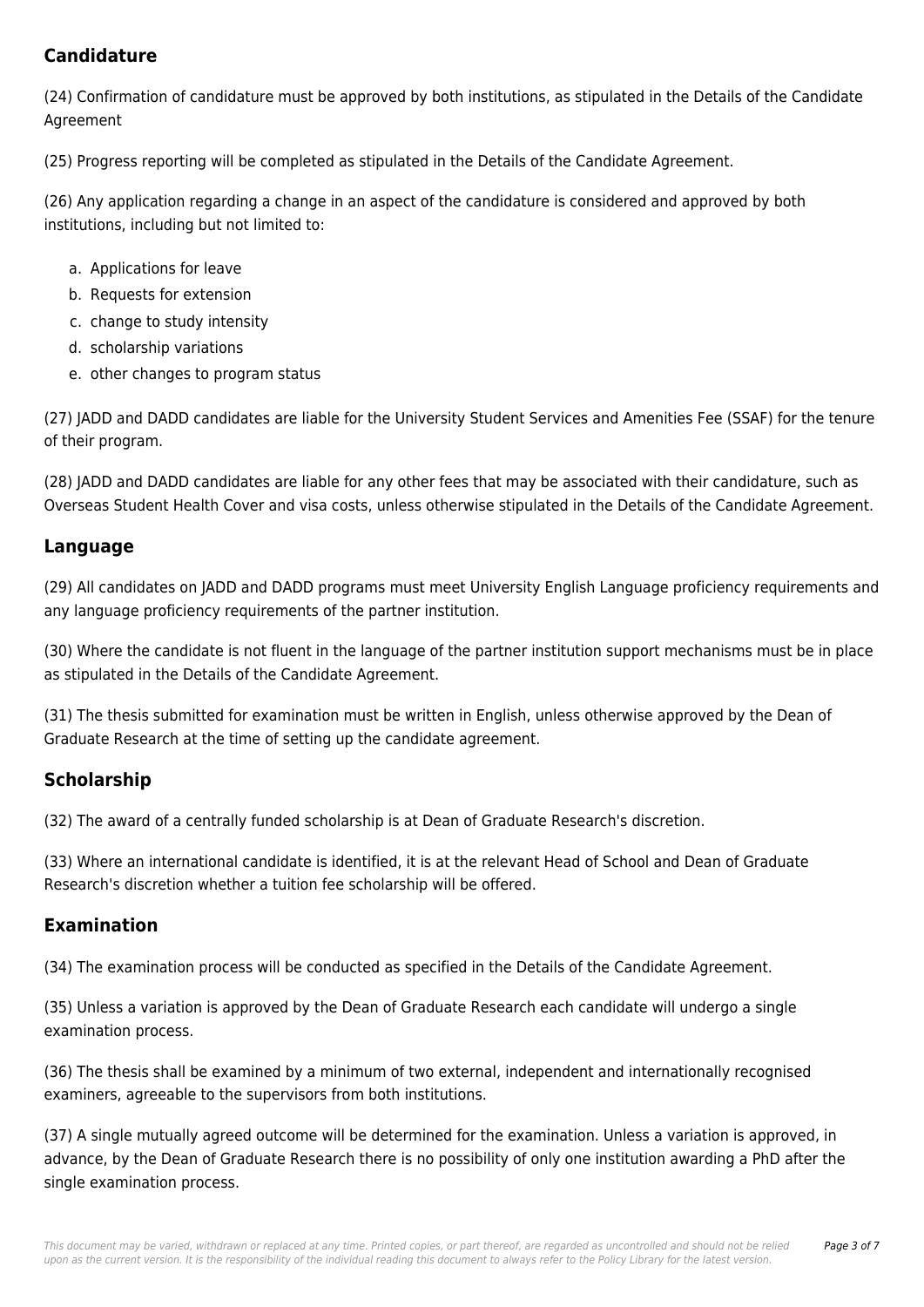## Candidature

(24) Confirmation of candidature must be approved by both institutions, as stipulated in the Details of the Candidate Agreement

(25) Progress reporting will be completed as stipulated in the Details of the Candidate Agreement.

(26) Any application regarding a change in an aspect of the candidature is considered and approved by both institutions, including but not limited to:

a. Applications for leave
b. Requests for extension
c. change to study intensity
d. scholarship variations
e. other changes to program status

(27) JADD and DADD candidates are liable for the University Student Services and Amenities Fee (SSAF) for the tenure of their program.

(28) JADD and DADD candidates are liable for any other fees that may be associated with their candidature, such as Overseas Student Health Cover and visa costs, unless otherwise stipulated in the Details of the Candidate Agreement.

## Language

(29) All candidates on JADD and DADD programs must meet University English Language proficiency requirements and any language proficiency requirements of the partner institution.

(30) Where the candidate is not fluent in the language of the partner institution support mechanisms must be in place as stipulated in the Details of the Candidate Agreement.

(31) The thesis submitted for examination must be written in English, unless otherwise approved by the Dean of Graduate Research at the time of setting up the candidate agreement.

## Scholarship

(32) The award of a centrally funded scholarship is at Dean of Graduate Research's discretion.

(33) Where an international candidate is identified, it is at the relevant Head of School and Dean of Graduate Research's discretion whether a tuition fee scholarship will be offered.

## Examination

(34) The examination process will be conducted as specified in the Details of the Candidate Agreement.

(35) Unless a variation is approved by the Dean of Graduate Research each candidate will undergo a single examination process.

(36) The thesis shall be examined by a minimum of two external, independent and internationally recognised examiners, agreeable to the supervisors from both institutions.

(37) A single mutually agreed outcome will be determined for the examination. Unless a variation is approved, in advance, by the Dean of Graduate Research there is no possibility of only one institution awarding a PhD after the single examination process.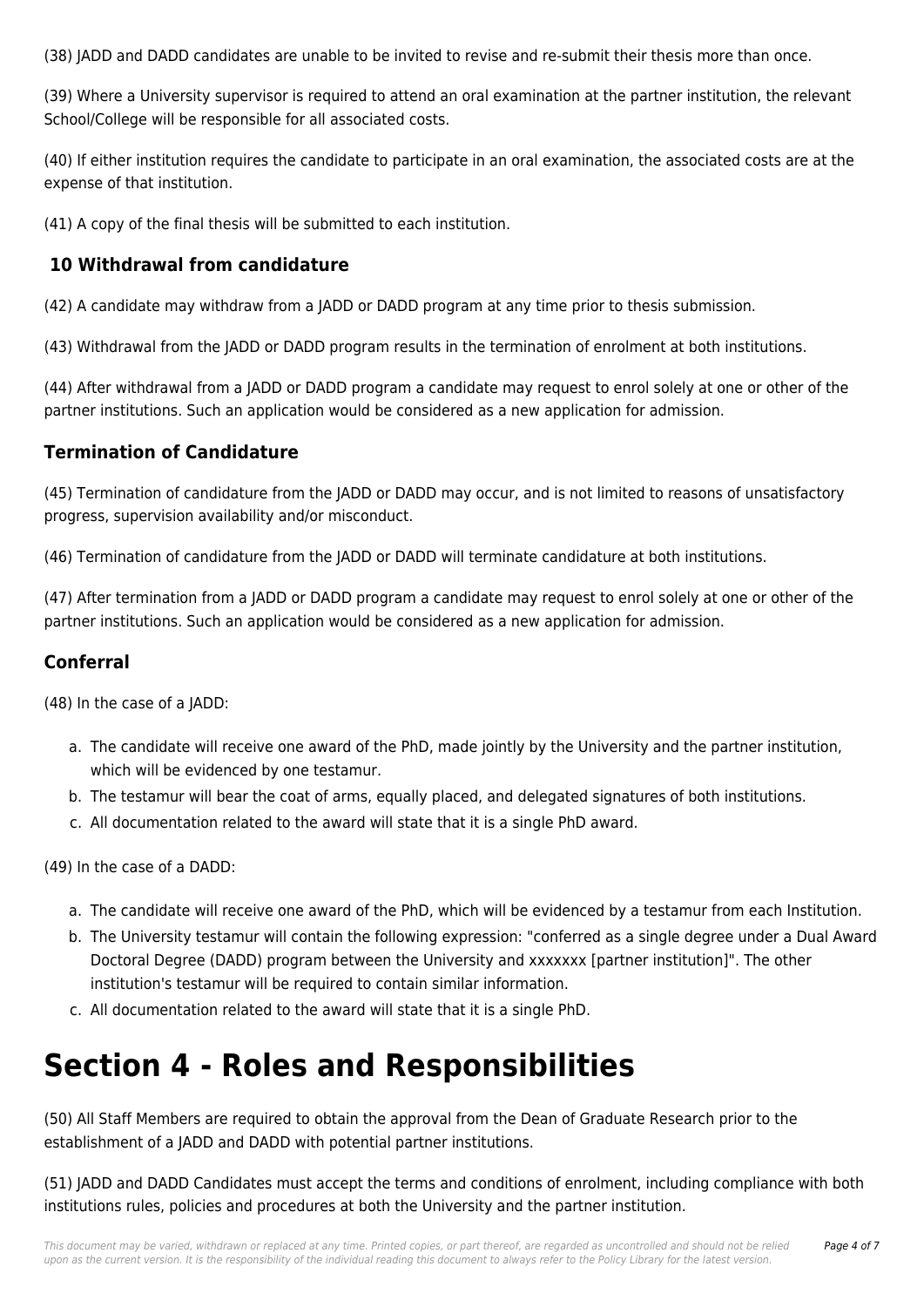(38) JADD and DADD candidates are unable to be invited to revise and re-submit their thesis more than once.

(39) Where a University supervisor is required to attend an oral examination at the partner institution, the relevant School/College will be responsible for all associated costs.

(40) If either institution requires the candidate to participate in an oral examination, the associated costs are at the expense of that institution.

(41) A copy of the final thesis will be submitted to each institution.

### 10 Withdrawal from candidature

(42) A candidate may withdraw from a JADD or DADD program at any time prior to thesis submission.

(43) Withdrawal from the JADD or DADD program results in the termination of enrolment at both institutions.

(44) After withdrawal from a JADD or DADD program a candidate may request to enrol solely at one or other of the partner institutions. Such an application would be considered as a new application for admission.

### Termination of Candidature

(45) Termination of candidature from the JADD or DADD may occur, and is not limited to reasons of unsatisfactory progress, supervision availability and/or misconduct.

(46) Termination of candidature from the JADD or DADD will terminate candidature at both institutions.

(47) After termination from a JADD or DADD program a candidate may request to enrol solely at one or other of the partner institutions. Such an application would be considered as a new application for admission.

### Conferral

(48) In the case of a JADD:

a. The candidate will receive one award of the PhD, made jointly by the University and the partner institution, which will be evidenced by one testamur.
b. The testamur will bear the coat of arms, equally placed, and delegated signatures of both institutions.
c. All documentation related to the award will state that it is a single PhD award.

(49) In the case of a DADD:

a. The candidate will receive one award of the PhD, which will be evidenced by a testamur from each Institution.
b. The University testamur will contain the following expression: "conferred as a single degree under a Dual Award Doctoral Degree (DADD) program between the University and xxxxxxx [partner institution]". The other institution's testamur will be required to contain similar information.
c. All documentation related to the award will state that it is a single PhD.

# Section 4 - Roles and Responsibilities

(50) All Staff Members are required to obtain the approval from the Dean of Graduate Research prior to the establishment of a JADD and DADD with potential partner institutions.

(51) JADD and DADD Candidates must accept the terms and conditions of enrolment, including compliance with both institutions rules, policies and procedures at both the University and the partner institution.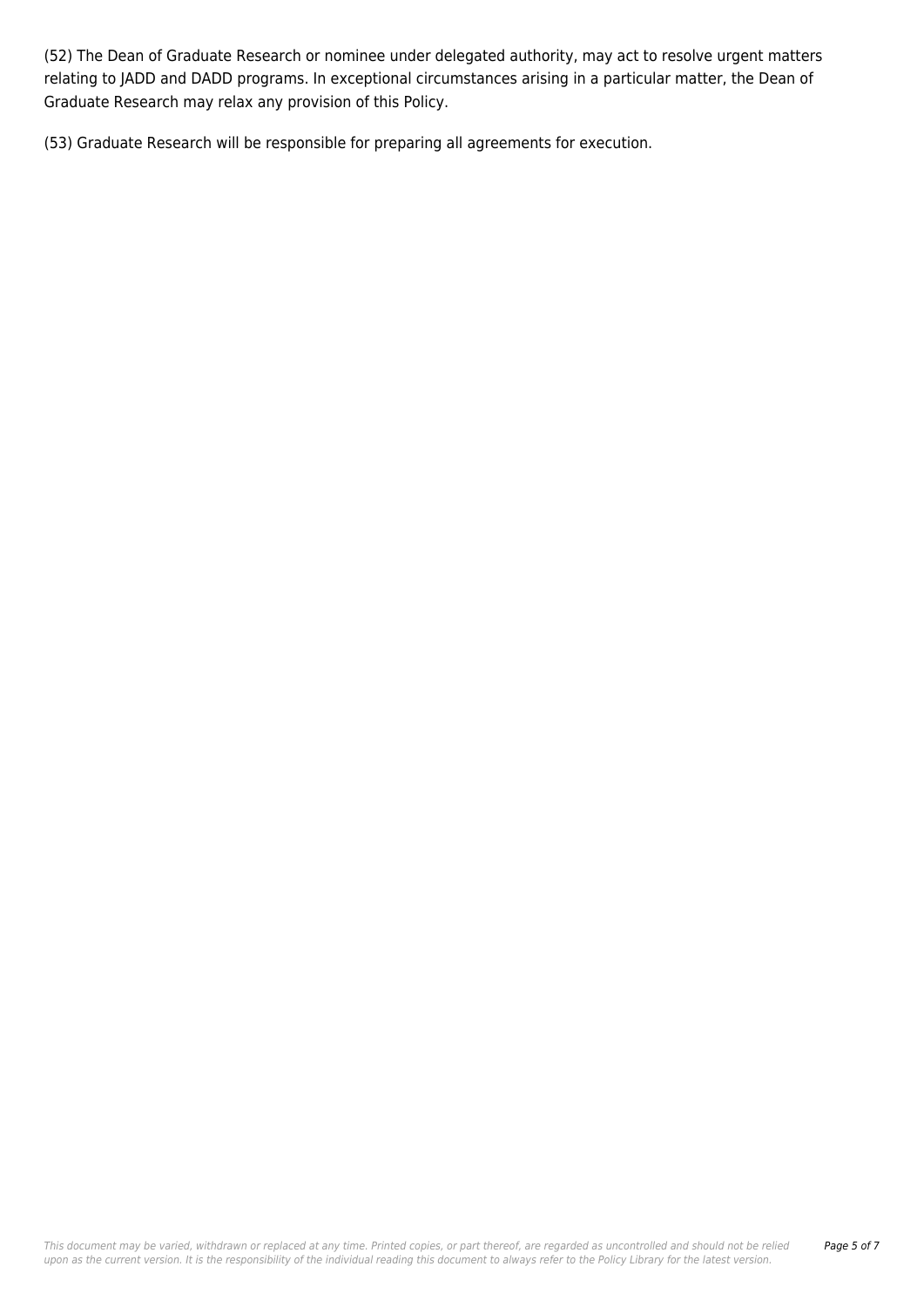(52) The Dean of Graduate Research or nominee under delegated authority, may act to resolve urgent matters relating to JADD and DADD programs. In exceptional circumstances arising in a particular matter, the Dean of Graduate Research may relax any provision of this Policy.

(53) Graduate Research will be responsible for preparing all agreements for execution.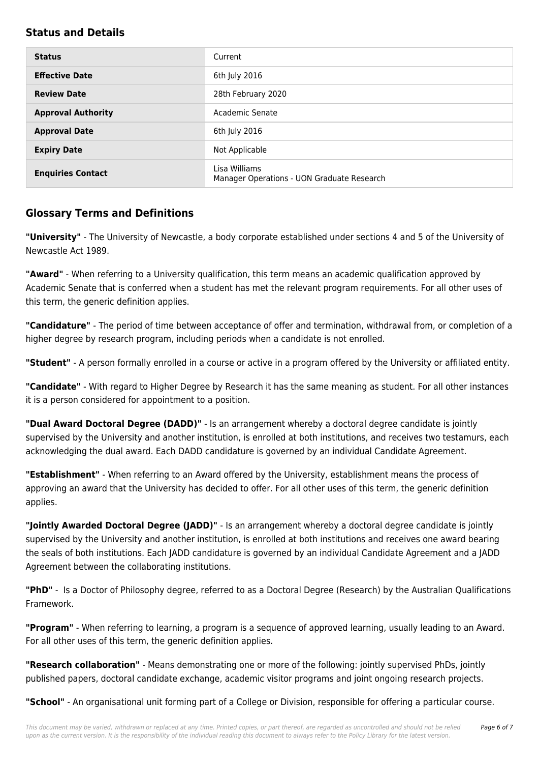## Status and Details

| Status | Current |
|---|---|
| **Effective Date** | 6th July 2016 |
| **Review Date** | 28th February 2020 |
| **Approval Authority** | Academic Senate |
| **Approval Date** | 6th July 2016 |
| **Expiry Date** | Not Applicable |
| **Enquiries Contact** | Lisa Williams<br>Manager Operations - UON Graduate Research |

## Glossary Terms and Definitions

**"University"** - The University of Newcastle, a body corporate established under sections 4 and 5 of the University of Newcastle Act 1989.

**"Award"** - When referring to a University qualification, this term means an academic qualification approved by Academic Senate that is conferred when a student has met the relevant program requirements. For all other uses of this term, the generic definition applies.

**"Candidature"** - The period of time between acceptance of offer and termination, withdrawal from, or completion of a higher degree by research program, including periods when a candidate is not enrolled.

**"Student"** - A person formally enrolled in a course or active in a program offered by the University or affiliated entity.

**"Candidate"** - With regard to Higher Degree by Research it has the same meaning as student. For all other instances it is a person considered for appointment to a position.

**"Dual Award Doctoral Degree (DADD)"** - Is an arrangement whereby a doctoral degree candidate is jointly supervised by the University and another institution, is enrolled at both institutions, and receives two testamurs, each acknowledging the dual award. Each DADD candidature is governed by an individual Candidate Agreement.

**"Establishment"** - When referring to an Award offered by the University, establishment means the process of approving an award that the University has decided to offer. For all other uses of this term, the generic definition applies.

**"Jointly Awarded Doctoral Degree (JADD)"** - Is an arrangement whereby a doctoral degree candidate is jointly supervised by the University and another institution, is enrolled at both institutions and receives one award bearing the seals of both institutions. Each JADD candidature is governed by an individual Candidate Agreement and a JADD Agreement between the collaborating institutions.

**"PhD"** - Is a Doctor of Philosophy degree, referred to as a Doctoral Degree (Research) by the Australian Qualifications Framework.

**"Program"** - When referring to learning, a program is a sequence of approved learning, usually leading to an Award. For all other uses of this term, the generic definition applies.

**"Research collaboration"** - Means demonstrating one or more of the following: jointly supervised PhDs, jointly published papers, doctoral candidate exchange, academic visitor programs and joint ongoing research projects.

**"School"** - An organisational unit forming part of a College or Division, responsible for offering a particular course.

*This document may be varied, withdrawn or replaced at any time. Printed copies, or part thereof, are regarded as uncontrolled and should not be relied upon as the current version. It is the responsibility of the individual reading this document to always refer to the Policy Library for the latest version.*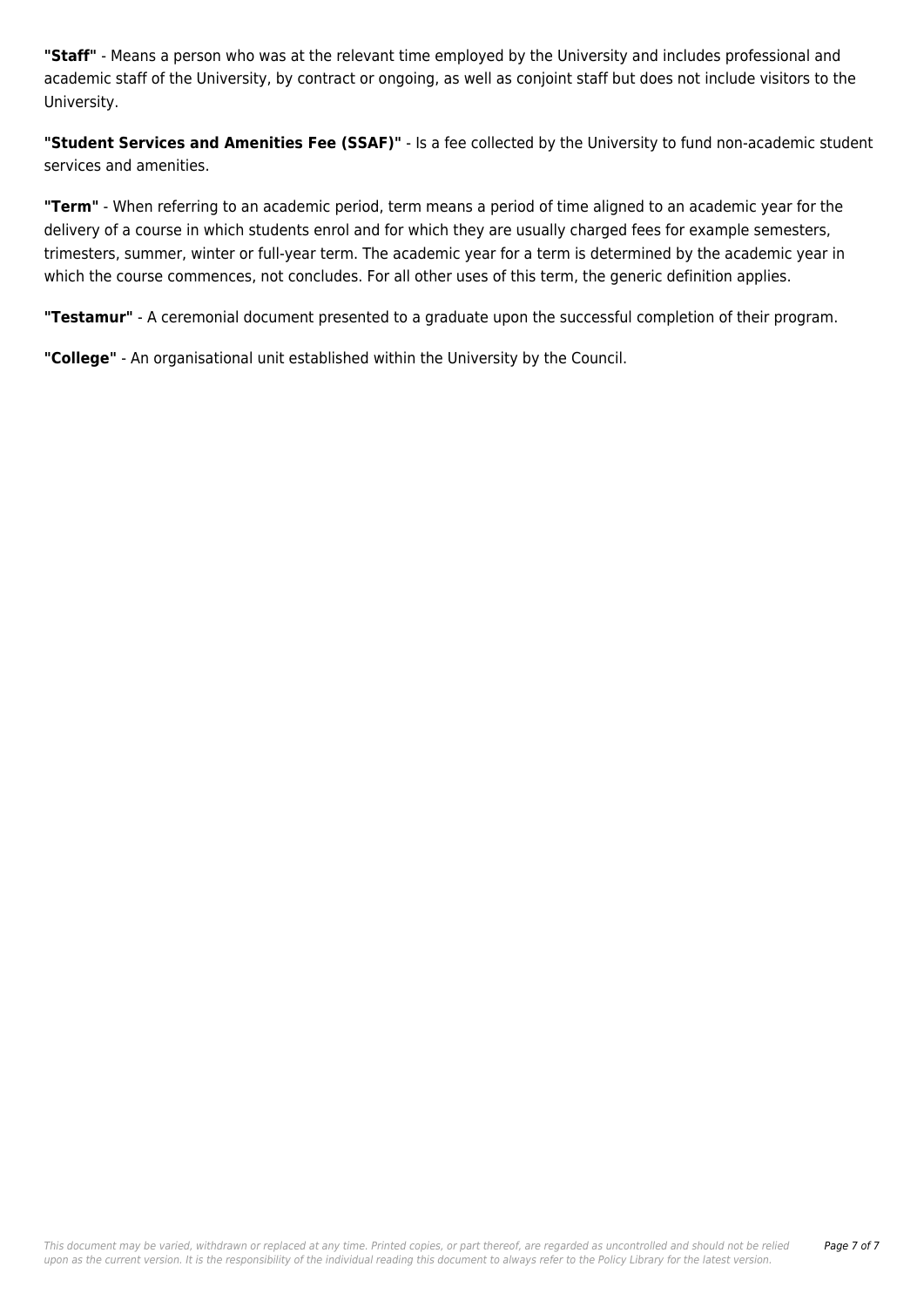**"Staff"** - Means a person who was at the relevant time employed by the University and includes professional and academic staff of the University, by contract or ongoing, as well as conjoint staff but does not include visitors to the University.

**"Student Services and Amenities Fee (SSAF)"** - Is a fee collected by the University to fund non-academic student services and amenities.

**"Term"** - When referring to an academic period, term means a period of time aligned to an academic year for the delivery of a course in which students enrol and for which they are usually charged fees for example semesters, trimesters, summer, winter or full-year term. The academic year for a term is determined by the academic year in which the course commences, not concludes. For all other uses of this term, the generic definition applies.

**"Testamur"** - A ceremonial document presented to a graduate upon the successful completion of their program.

**"College"** - An organisational unit established within the University by the Council.